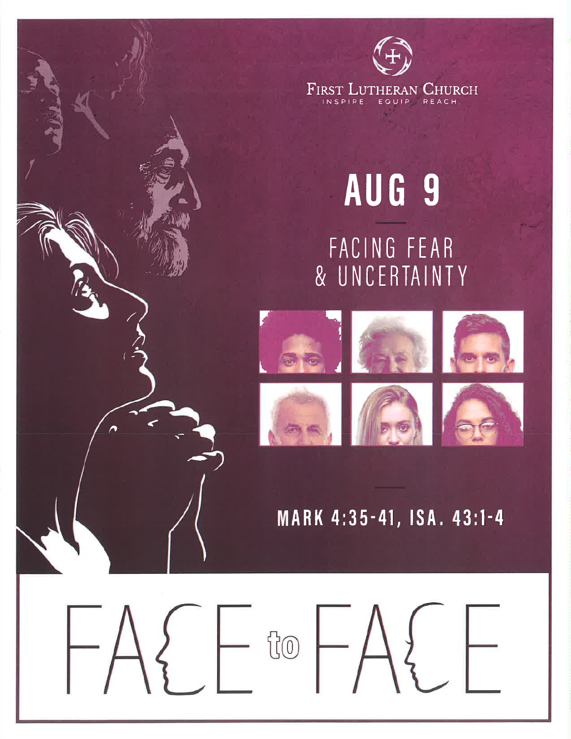First Lutheran Church

INSPIRE. EQUIP. REACH.

# AUG 9

## FACING FEAR & UNCERTAINTY

**MARK 4:35-41, ISA. 43:1-4**

# FACE to FACE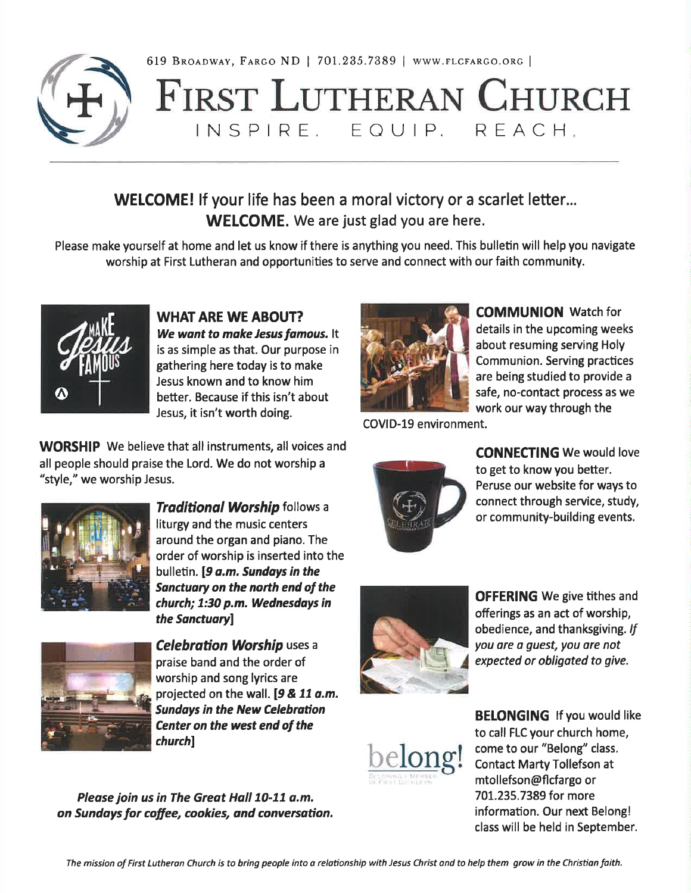619 Broadway, Fargo ND | 701.235.7389 | www.flcfargo.org |

# First Lutheran Church

INSPIRE. EQUIP. REACH.

## WELCOME! If your life has been a moral victory or a scarlet letter... WELCOME. We are just glad you are here.

Please make yourself at home and let us know if there is anything you need. This bulletin will help you navigate worship at First Lutheran and opportunities to serve and connect with our faith community.

### WHAT ARE WE ABOUT?

***We want to make Jesus famous.*** It is as simple as that. Our purpose in gathering here today is to make Jesus known and to know him better. Because if this isn't about Jesus, it isn't worth doing.

**WORSHIP** We believe that all instruments, all voices and all people should praise the Lord. We do not worship a "style," we worship Jesus.

***Traditional Worship*** follows a liturgy and the music centers around the organ and piano. The order of worship is inserted into the bulletin. ***[9 a.m. Sundays in the Sanctuary on the north end of the church; 1:30 p.m. Wednesdays in the Sanctuary]***

***Celebration Worship*** uses a praise band and the order of worship and song lyrics are projected on the wall. ***[9 & 11 a.m. Sundays in the New Celebration Center on the west end of the church]***

***Please join us in The Great Hall 10-11 a.m. on Sundays for coffee, cookies, and conversation.***

**COMMUNION** Watch for details in the upcoming weeks about resuming serving Holy Communion. Serving practices are being studied to provide a safe, no-contact process as we work our way through the COVID-19 environment.

**CONNECTING** We would love to get to know you better. Peruse our website for ways to connect through service, study, or community-building events.

**OFFERING** We give tithes and offerings as an act of worship, obedience, and thanksgiving. *If you are a guest, you are not expected or obligated to give.*

**BELONGING** If you would like to call FLC your church home, come to our "Belong" class. Contact Marty Tollefson at mtollefson@flcfargo or 701.235.7389 for more information. Our next Belong! class will be held in September.

*The mission of First Lutheran Church is to bring people into a relationship with Jesus Christ and to help them grow in the Christian faith.*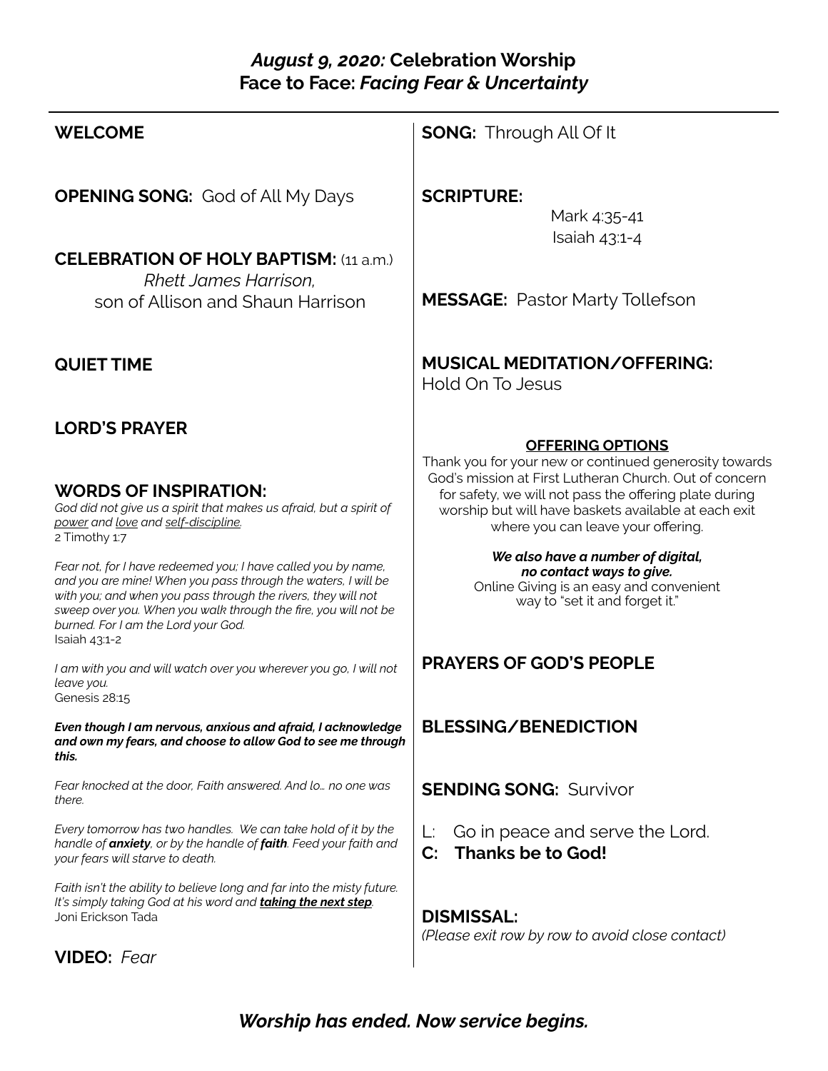# *August 9, 2020:* Celebration Worship
## Face to Face: *Facing Fear & Uncertainty*

**WELCOME**

**OPENING SONG:** God of All My Days

**CELEBRATION OF HOLY BAPTISM:** (11 a.m.)
*Rhett James Harrison,*
son of Allison and Shaun Harrison

**QUIET TIME**

**LORD'S PRAYER**

**WORDS OF INSPIRATION:**

*God did not give us a spirit that makes us afraid, but a spirit of power and love and self-discipline.*
2 Timothy 1:7

*Fear not, for I have redeemed you; I have called you by name, and you are mine! When you pass through the waters, I will be with you; and when you pass through the rivers, they will not sweep over you. When you walk through the fire, you will not be burned. For I am the Lord your God.*
Isaiah 43:1-2

*I am with you and will watch over you wherever you go, I will not leave you.*
Genesis 28:15

***Even though I am nervous, anxious and afraid, I acknowledge and own my fears, and choose to allow God to see me through this.***

*Fear knocked at the door, Faith answered. And lo… no one was there.*

*Every tomorrow has two handles. We can take hold of it by the handle of **anxiety**, or by the handle of **faith**. Feed your faith and your fears will starve to death.*

*Faith isn't the ability to believe long and far into the misty future. It's simply taking God at his word and **taking the next step**.*
Joni Erickson Tada

**VIDEO:** *Fear*

**SONG:** Through All Of It

**SCRIPTURE:**
Mark 4:35-41
Isaiah 43:1-4

**MESSAGE:** Pastor Marty Tollefson

**MUSICAL MEDITATION/OFFERING:**
Hold On To Jesus

**OFFERING OPTIONS**

Thank you for your new or continued generosity towards God's mission at First Lutheran Church. Out of concern for safety, we will not pass the offering plate during worship but will have baskets available at each exit where you can leave your offering.

***We also have a number of digital, no contact ways to give.***
Online Giving is an easy and convenient way to "set it and forget it."

**PRAYERS OF GOD'S PEOPLE**

**BLESSING/BENEDICTION**

**SENDING SONG:** Survivor

L: Go in peace and serve the Lord.
**C: Thanks be to God!**

**DISMISSAL:**
*(Please exit row by row to avoid close contact)*

***Worship has ended. Now service begins.***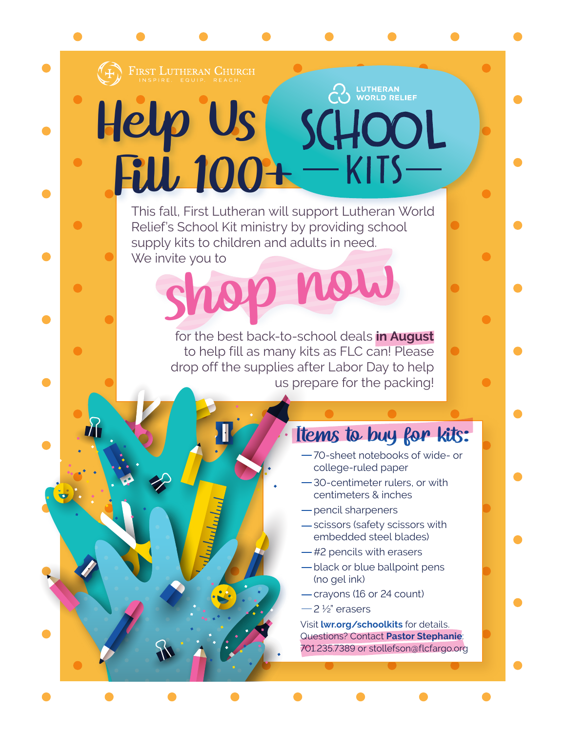First Lutheran Church
INSPIRE. EQUIP. REACH.

# Help Us Fill 100+

LUTHERAN WORLD RELIEF

# SCHOOL KITS

This fall, First Lutheran will support Lutheran World Relief's School Kit ministry by providing school supply kits to children and adults in need. We invite you to

## shop now

for the best back-to-school deals **in August** to help fill as many kits as FLC can! Please drop off the supplies after Labor Day to help us prepare for the packing!

## Items to buy for kits:

- 70-sheet notebooks of wide- or college-ruled paper
- 30-centimeter rulers, or with centimeters & inches
- pencil sharpeners
- scissors (safety scissors with embedded steel blades)
- #2 pencils with erasers
- black or blue ballpoint pens (no gel ink)
- crayons (16 or 24 count)
- 2 ½" erasers

Visit **lwr.org/schoolkits** for details.
Questions? Contact **Pastor Stephanie**: 701.235.7389 or stollefson@flcfargo.org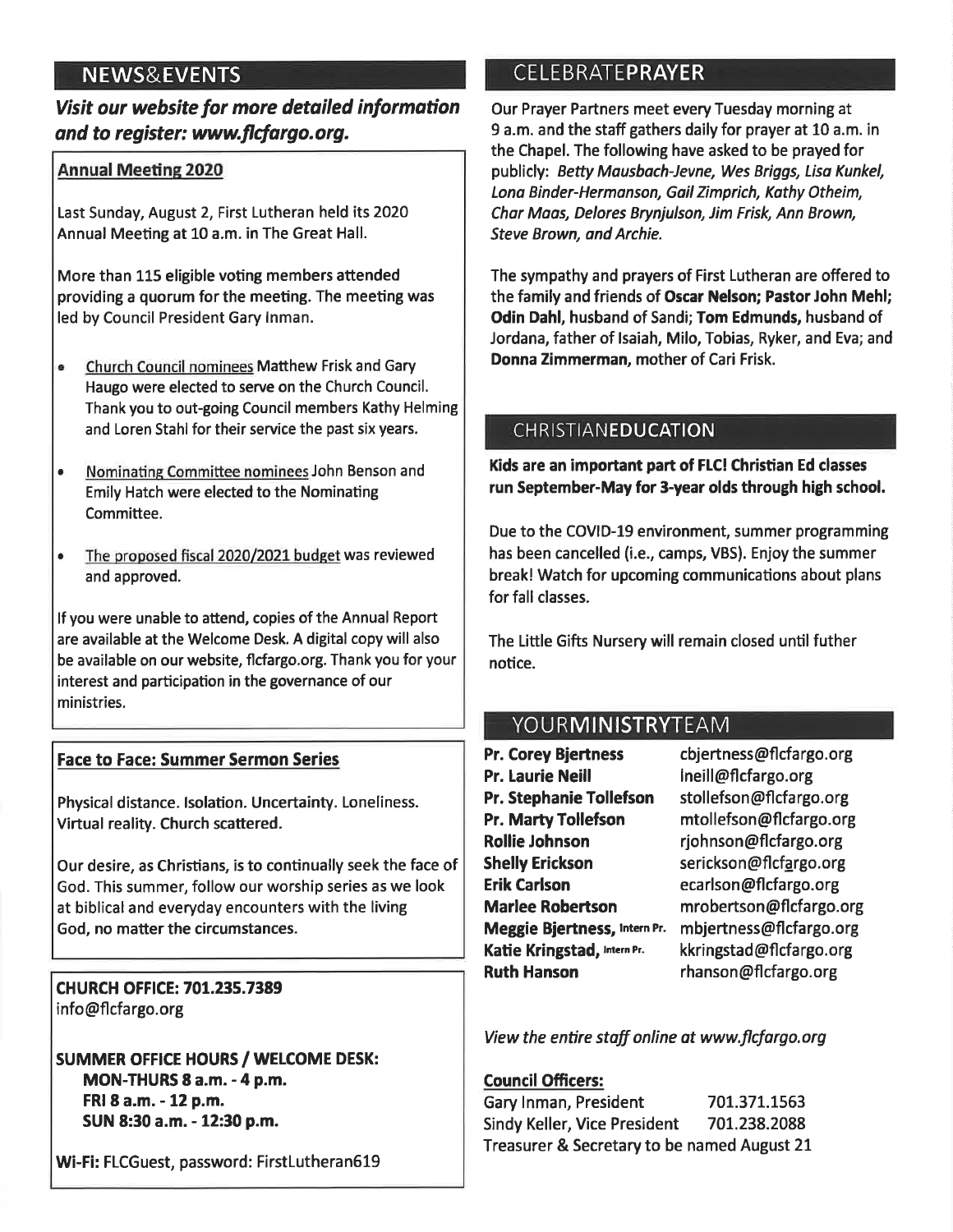## NEWS&EVENTS

***Visit our website for more detailed information and to register: www.flcfargo.org.***

### Annual Meeting 2020

Last Sunday, August 2, First Lutheran held its 2020 Annual Meeting at 10 a.m. in The Great Hall.

More than 115 eligible voting members attended providing a quorum for the meeting. The meeting was led by Council President Gary Inman.

- Church Council nominees Matthew Frisk and Gary Haugo were elected to serve on the Church Council. Thank you to out-going Council members Kathy Helming and Loren Stahl for their service the past six years.
- Nominating Committee nominees John Benson and Emily Hatch were elected to the Nominating Committee.
- The proposed fiscal 2020/2021 budget was reviewed and approved.

If you were unable to attend, copies of the Annual Report are available at the Welcome Desk. A digital copy will also be available on our website, flcfargo.org. Thank you for your interest and participation in the governance of our ministries.

### Face to Face: Summer Sermon Series

Physical distance. Isolation. Uncertainty. Loneliness. Virtual reality. Church scattered.

Our desire, as Christians, is to continually seek the face of God. This summer, follow our worship series as we look at biblical and everyday encounters with the living God, no matter the circumstances.

**CHURCH OFFICE: 701.235.7389**
info@flcfargo.org

**SUMMER OFFICE HOURS / WELCOME DESK:**
**MON-THURS 8 a.m. - 4 p.m.**
**FRI 8 a.m. - 12 p.m.**
**SUN 8:30 a.m. - 12:30 p.m.**

**Wi-Fi:** FLCGuest, password: FirstLutheran619

## CELEBRATEPRAYER

Our Prayer Partners meet every Tuesday morning at 9 a.m. and the staff gathers daily for prayer at 10 a.m. in the Chapel. The following have asked to be prayed for publicly: *Betty Mausbach-Jevne, Wes Briggs, Lisa Kunkel, Lona Binder-Hermanson, Gail Zimprich, Kathy Otheim, Char Maas, Delores Brynjulson, Jim Frisk, Ann Brown, Steve Brown, and Archie.*

The sympathy and prayers of First Lutheran are offered to the family and friends of **Oscar Nelson; Pastor John Mehl; Odin Dahl,** husband of Sandi; **Tom Edmunds,** husband of Jordana, father of Isaiah, Milo, Tobias, Ryker, and Eva; and **Donna Zimmerman,** mother of Cari Frisk.

## CHRISTIANEDUCATION

**Kids are an important part of FLC! Christian Ed classes run September-May for 3-year olds through high school.**

Due to the COVID-19 environment, summer programming has been cancelled (i.e., camps, VBS). Enjoy the summer break! Watch for upcoming communications about plans for fall classes.

The Little Gifts Nursery will remain closed until futher notice.

## YOURMINISTRYTEAM

| | |
|---|---|
| **Pr. Corey Bjertness** | cbjertness@flcfargo.org |
| **Pr. Laurie Neill** | lneill@flcfargo.org |
| **Pr. Stephanie Tollefson** | stollefson@flcfargo.org |
| **Pr. Marty Tollefson** | mtollefson@flcfargo.org |
| **Rollie Johnson** | rjohnson@flcfargo.org |
| **Shelly Erickson** | serickson@flcfargo.org |
| **Erik Carlson** | ecarlson@flcfargo.org |
| **Marlee Robertson** | mrobertson@flcfargo.org |
| **Meggie Bjertness,** Intern Pr. | mbjertness@flcfargo.org |
| **Katie Kringstad,** Intern Pr. | kkringstad@flcfargo.org |
| **Ruth Hanson** | rhanson@flcfargo.org |

*View the entire staff online at www.flcfargo.org*

### Council Officers:

| | |
|---|---|
| Gary Inman, President | 701.371.1563 |
| Sindy Keller, Vice President | 701.238.2088 |

Treasurer & Secretary to be named August 21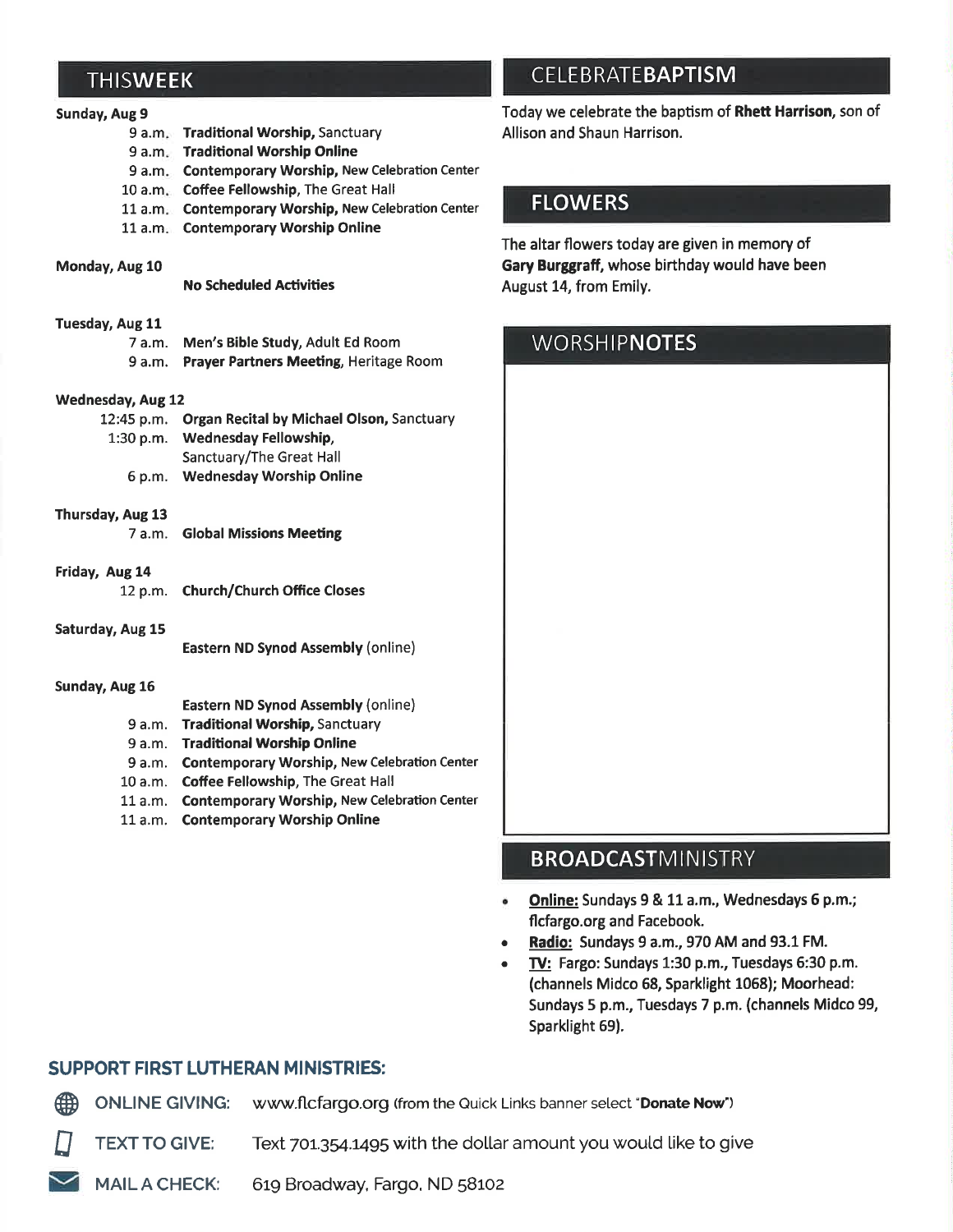## THISWEEK

**Sunday, Aug 9**

- 9 a.m. **Traditional Worship,** Sanctuary
- 9 a.m. **Traditional Worship Online**
- 9 a.m. **Contemporary Worship,** New Celebration Center
- 10 a.m. **Coffee Fellowship,** The Great Hall
- 11 a.m. **Contemporary Worship,** New Celebration Center
- 11 a.m. **Contemporary Worship Online**

**Monday, Aug 10**

**No Scheduled Activities**

**Tuesday, Aug 11**

- 7 a.m. **Men's Bible Study,** Adult Ed Room
- 9 a.m. **Prayer Partners Meeting,** Heritage Room

**Wednesday, Aug 12**

- 12:45 p.m. **Organ Recital by Michael Olson,** Sanctuary
- 1:30 p.m. **Wednesday Fellowship,** Sanctuary/The Great Hall
- 6 p.m. **Wednesday Worship Online**

**Thursday, Aug 13**

- 7 a.m. **Global Missions Meeting**

**Friday, Aug 14**

- 12 p.m. **Church/Church Office Closes**

**Saturday, Aug 15**

**Eastern ND Synod Assembly** (online)

**Sunday, Aug 16**

**Eastern ND Synod Assembly** (online)

- 9 a.m. **Traditional Worship,** Sanctuary
- 9 a.m. **Traditional Worship Online**
- 9 a.m. **Contemporary Worship,** New Celebration Center
- 10 a.m. **Coffee Fellowship,** The Great Hall
- 11 a.m. **Contemporary Worship,** New Celebration Center
- 11 a.m. **Contemporary Worship Online**

## CELEBRATEBAPTISM

Today we celebrate the baptism of **Rhett Harrison,** son of Allison and Shaun Harrison.

## FLOWERS

The altar flowers today are given in memory of **Gary Burggraff,** whose birthday would have been August 14, from Emily.

## WORSHIPNOTES

## BROADCASTMINISTRY

- **Online:** Sundays 9 & 11 a.m., Wednesdays 6 p.m.; flcfargo.org and Facebook.
- **Radio:** Sundays 9 a.m., 970 AM and 93.1 FM.
- **TV:** Fargo: Sundays 1:30 p.m., Tuesdays 6:30 p.m. (channels Midco 68, Sparklight 1068); Moorhead: Sundays 5 p.m., Tuesdays 7 p.m. (channels Midco 99, Sparklight 69).

## SUPPORT FIRST LUTHERAN MINISTRIES:

**ONLINE GIVING:** www.flcfargo.org (from the Quick Links banner select "**Donate Now**")

**TEXT TO GIVE:** Text 701.354.1495 with the dollar amount you would like to give

**MAIL A CHECK:** 619 Broadway, Fargo, ND 58102